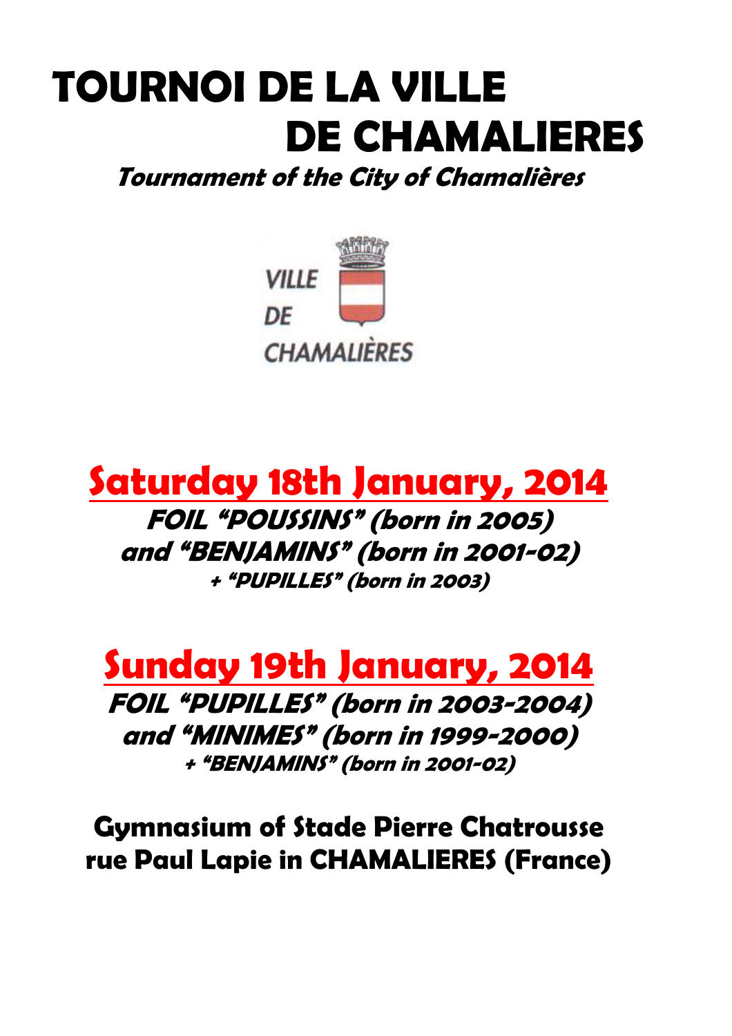# TOURNOI DE LA VILLE DE CHAMALIERES

***Tournament of the City of Chamalières***

VILLE DE CHAMALIÈRES

## Saturday 18th January, 2014

***FOIL "POUSSINS" (born in 2005)***
***and "BENJAMINS" (born in 2001-02)***
***+ "PUPILLES" (born in 2003)***

## Sunday 19th January, 2014

***FOIL "PUPILLES" (born in 2003-2004)***
***and "MINIMES" (born in 1999-2000)***
***+ "BENJAMINS" (born in 2001-02)***

**Gymnasium of Stade Pierre Chatrousse**
**rue Paul Lapie in CHAMALIERES (France)**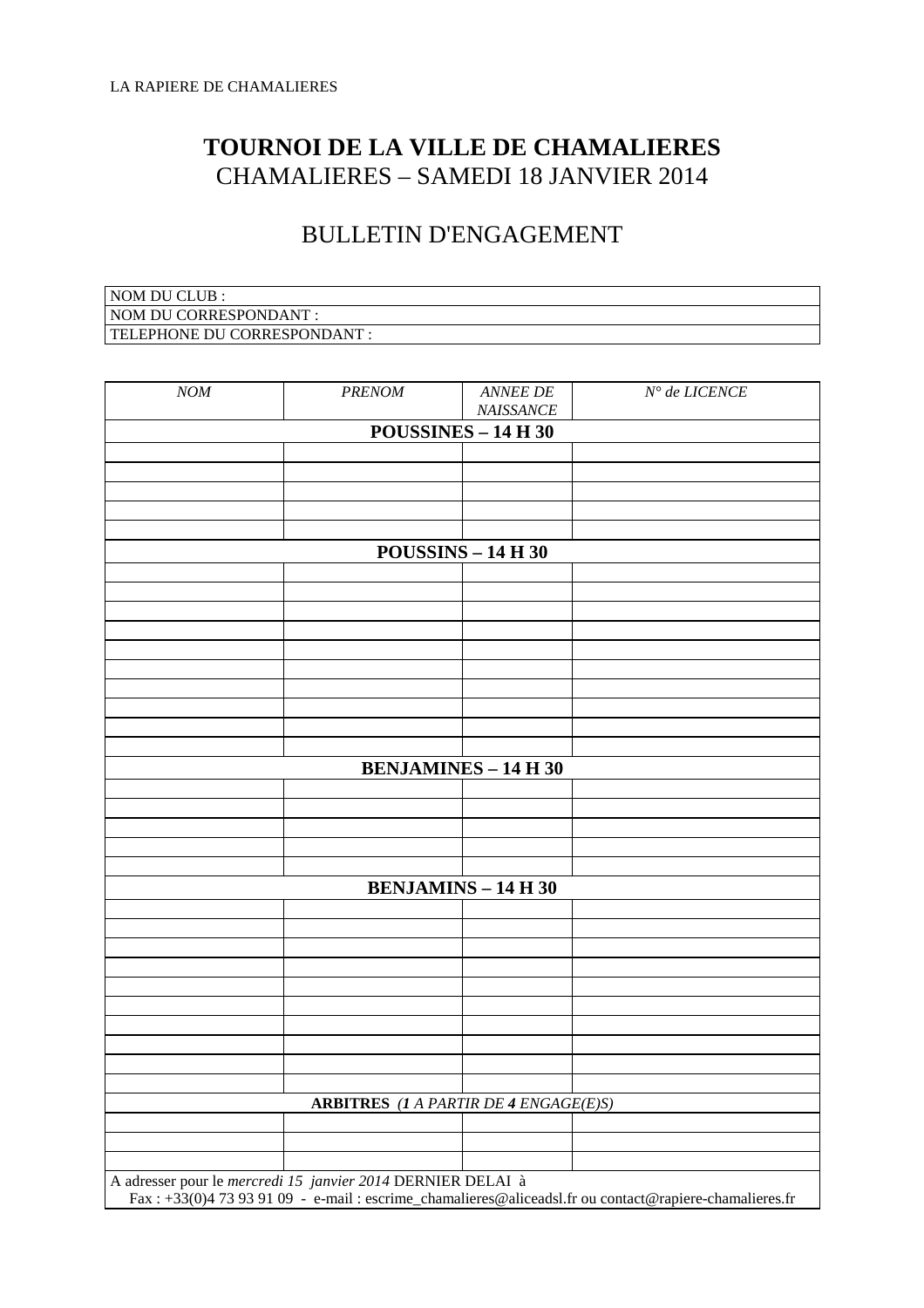LA RAPIERE DE CHAMALIERES

# TOURNOI DE LA VILLE DE CHAMALIERES

## CHAMALIERES – SAMEDI 18 JANVIER 2014

## BULLETIN D'ENGAGEMENT

| NOM DU CLUB : |
|---|
| NOM DU CORRESPONDANT : |
| TELEPHONE DU CORRESPONDANT : |

| *NOM* | *PRENOM* | *ANNEE DE NAISSANCE* | *N° de LICENCE* |
|---|---|---|---|
| **POUSSINES – 14 H 30** | | | |
| | | | |
| | | | |
| | | | |
| | | | |
| | | | |
| **POUSSINS – 14 H 30** | | | |
| | | | |
| | | | |
| | | | |
| | | | |
| | | | |
| | | | |
| | | | |
| | | | |
| | | | |
| | | | |
| **BENJAMINES – 14 H 30** | | | |
| | | | |
| | | | |
| | | | |
| | | | |
| | | | |
| **BENJAMINS – 14 H 30** | | | |
| | | | |
| | | | |
| | | | |
| | | | |
| | | | |
| | | | |
| | | | |
| | | | |
| | | | |
| | | | |
| **ARBITRES** *(**1** A PARTIR DE **4** ENGAGE(E)S)* | | | |
| | | | |
| | | | |
| | | | |

A adresser pour le *mercredi 15 janvier 2014* DERNIER DELAI à
Fax : +33(0)4 73 93 91 09 - e-mail : escrime_chamalieres@aliceadsl.fr ou contact@rapiere-chamalieres.fr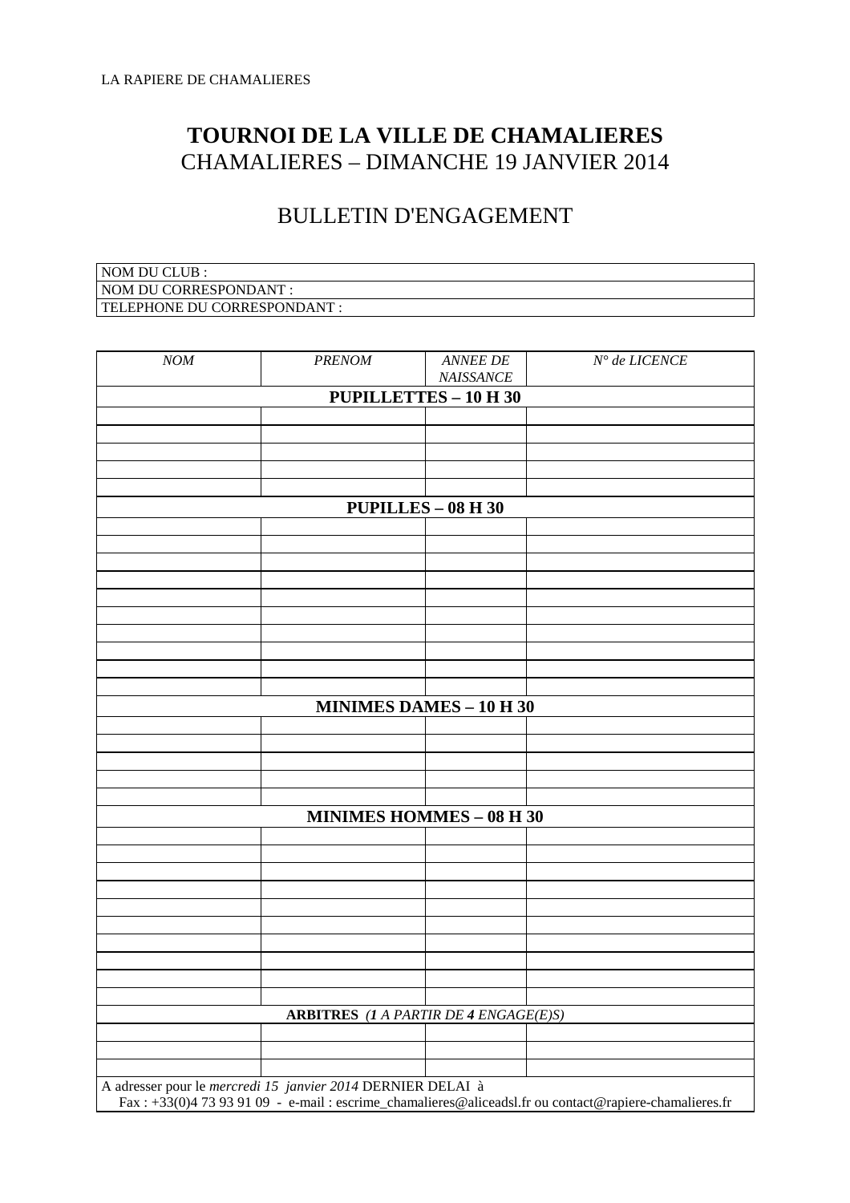LA RAPIERE DE CHAMALIERES

# TOURNOI DE LA VILLE DE CHAMALIERES

## CHAMALIERES – DIMANCHE 19 JANVIER 2014

## BULLETIN D'ENGAGEMENT

| NOM DU CLUB : |
|---|
| NOM DU CORRESPONDANT : |
| TELEPHONE DU CORRESPONDANT : |

| *NOM* | *PRENOM* | *ANNEE DE NAISSANCE* | *N° de LICENCE* |
|---|---|---|---|
| **PUPILLETTES – 10 H 30** | | | |
| | | | |
| | | | |
| | | | |
| | | | |
| | | | |
| **PUPILLES – 08 H 30** | | | |
| | | | |
| | | | |
| | | | |
| | | | |
| | | | |
| | | | |
| | | | |
| | | | |
| | | | |
| | | | |
| **MINIMES DAMES – 10 H 30** | | | |
| | | | |
| | | | |
| | | | |
| | | | |
| | | | |
| **MINIMES HOMMES – 08 H 30** | | | |
| | | | |
| | | | |
| | | | |
| | | | |
| | | | |
| | | | |
| | | | |
| | | | |
| | | | |
| | | | |
| **ARBITRES** *(**1** A PARTIR DE **4** ENGAGE(E)S)* | | | |
| | | | |
| | | | |
| | | | |

A adresser pour le *mercredi 15 janvier 2014* DERNIER DELAI à
Fax : +33(0)4 73 93 91 09 - e-mail : escrime_chamalieres@aliceadsl.fr ou contact@rapiere-chamalieres.fr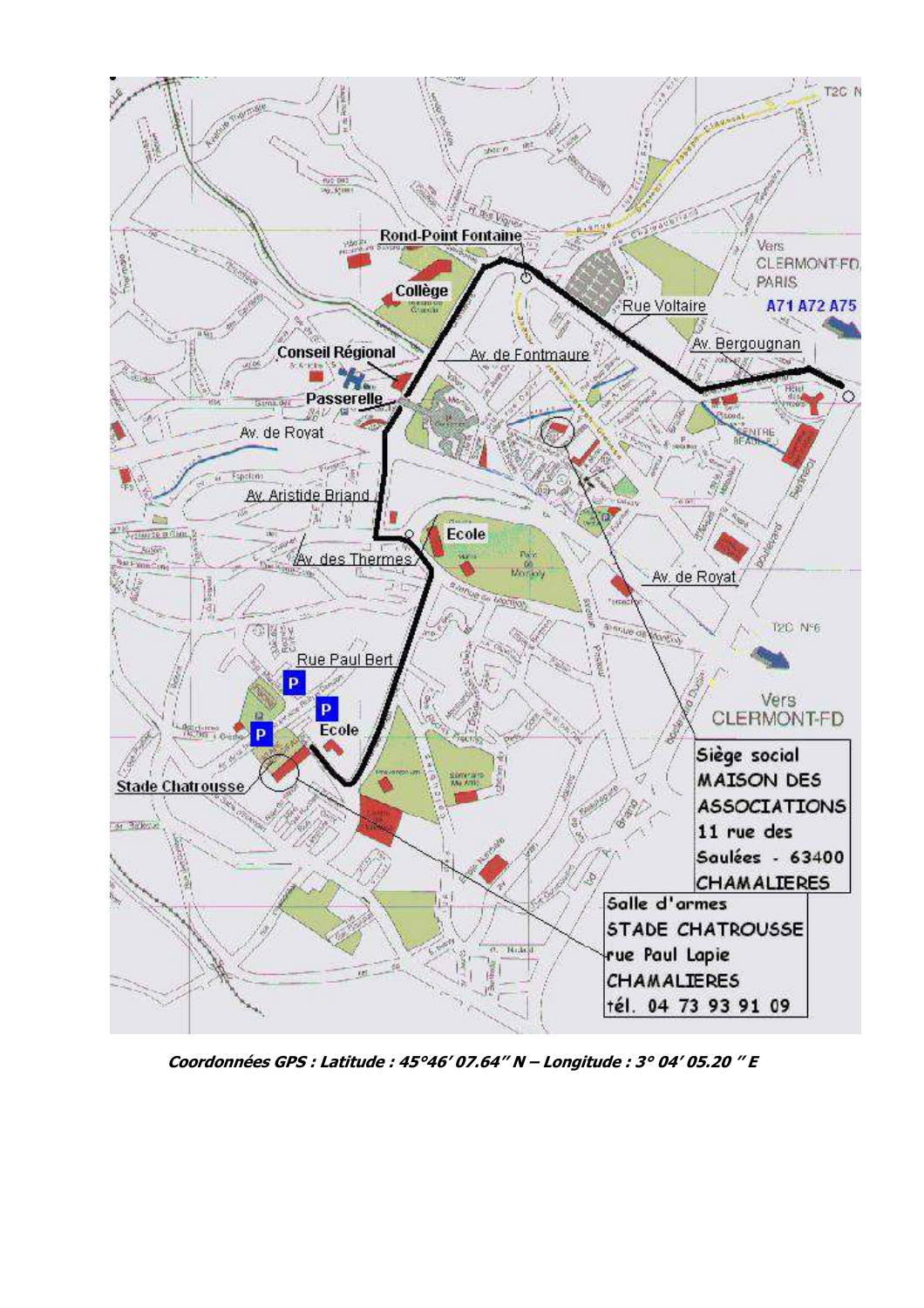Rond-Point Fontaine

Collège

Conseil Régional

Passerelle

Av. de Royat

Av. Aristide Briand

Av. des Thermes

Av. de Fontmaure

Rue Voltaire

Av. Bergougnan

Vers CLERMONT-FD, PARIS

A71 A72 A75

Ecole

Av. de Royat

T2C N°6

Vers CLERMONT-FD

Rue Paul Bert

P

P

P

Ecole

Stade Chatrousse

Siège social
MAISON DES ASSOCIATIONS
11 rue des Saulées - 63400
CHAMALIERES

Salle d'armes
STADE CHATROUSSE
rue Paul Lapie
CHAMALIERES
tél. 04 73 93 91 09

***Coordonnées GPS : Latitude : 45°46' 07.64'' N – Longitude : 3° 04' 05.20 '' E***